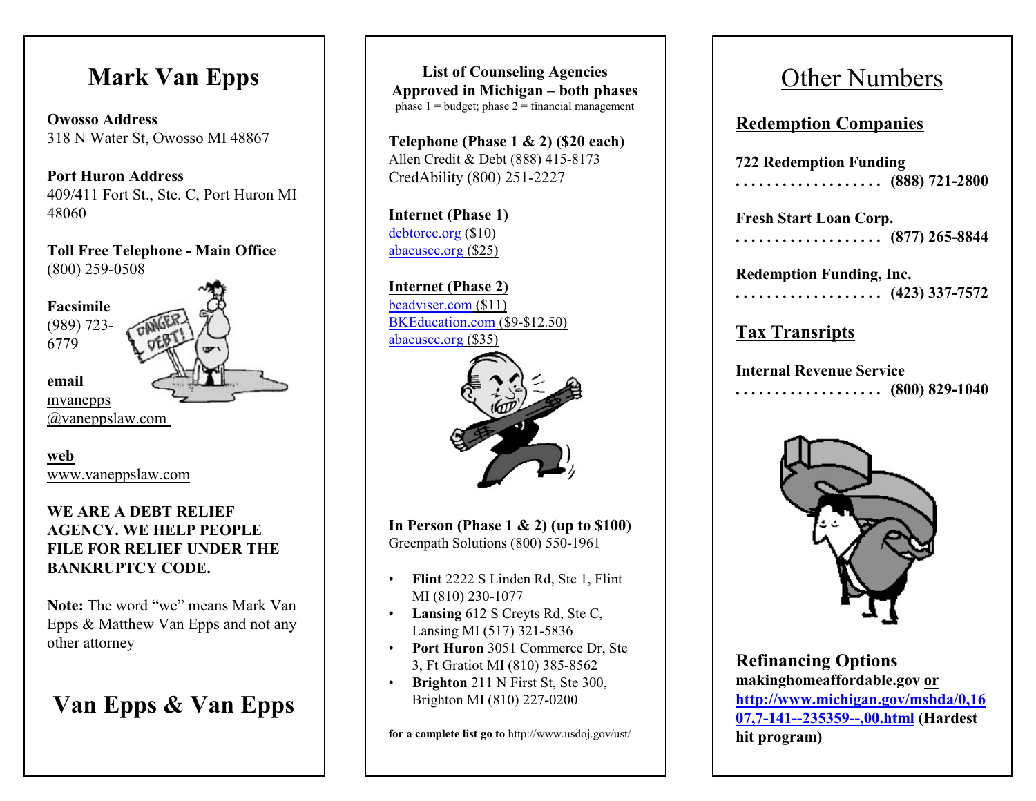# Mark Van Epps

**Owosso Address**
318 N Water St, Owosso MI 48867

**Port Huron Address**
409/411 Fort St., Ste. C, Port Huron MI 48060

**Toll Free Telephone - Main Office**
(800) 259-0508

**Facsimile**
(989) 723-6779

**email**
mvanepps@vaneppslaw.com

**web**
www.vaneppslaw.com

**WE ARE A DEBT RELIEF AGENCY. WE HELP PEOPLE FILE FOR RELIEF UNDER THE BANKRUPTCY CODE.**

**Note:** The word "we" means Mark Van Epps & Matthew Van Epps and not any other attorney

# Van Epps & Van Epps

**List of Counseling Agencies Approved in Michigan – both phases**
phase 1 = budget; phase 2 = financial management

**Telephone (Phase 1 & 2) ($20 each)**
Allen Credit & Debt (888) 415-8173
CredAbility (800) 251-2227

**Internet (Phase 1)**
debtorcc.org ($10)
abacuscc.org ($25)

**Internet (Phase 2)**
beadviser.com ($11)
BKEducation.com ($9-$12.50)
abacuscc.org ($35)

**In Person (Phase 1 & 2) (up to $100)**
Greenpath Solutions (800) 550-1961

- **Flint** 2222 S Linden Rd, Ste 1, Flint MI (810) 230-1077
- **Lansing** 612 S Creyts Rd, Ste C, Lansing MI (517) 321-5836
- **Port Huron** 3051 Commerce Dr, Ste 3, Ft Gratiot MI (810) 385-8562
- **Brighton** 211 N First St, Ste 300, Brighton MI (810) 227-0200

**for a complete list go to** http://www.usdoj.gov/ust/

# Other Numbers

## Redemption Companies

**722 Redemption Funding**
. . . . . . . . . . . . . . . . . . . **(888) 721-2800**

**Fresh Start Loan Corp.**
. . . . . . . . . . . . . . . . . . . **(877) 265-8844**

**Redemption Funding, Inc.**
. . . . . . . . . . . . . . . . . . . **(423) 337-7572**

## Tax Transripts

**Internal Revenue Service**
. . . . . . . . . . . . . . . . . . . **(800) 829-1040**

**Refinancing Options**
**makinghomeaffordable.gov or http://www.michigan.gov/mshda/0,1607,7-141--235359--,00.html (Hardest hit program)**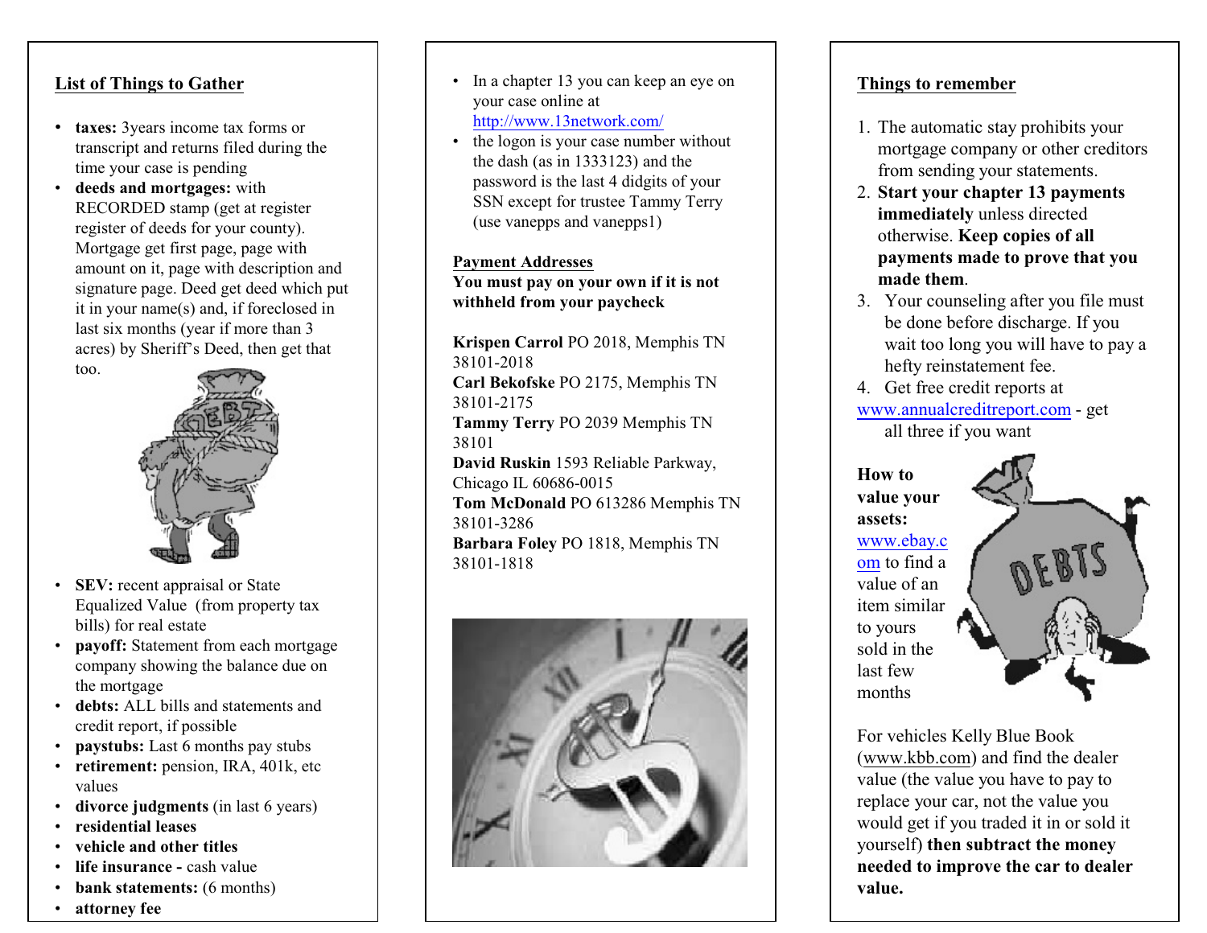## List of Things to Gather

- **taxes:** 3years income tax forms or transcript and returns filed during the time your case is pending
- **deeds and mortgages:** with RECORDED stamp (get at register register of deeds for your county). Mortgage get first page, page with amount on it, page with description and signature page. Deed get deed which put it in your name(s) and, if foreclosed in last six months (year if more than 3 acres) by Sheriff's Deed, then get that too.
- **SEV:** recent appraisal or State Equalized Value (from property tax bills) for real estate
- **payoff:** Statement from each mortgage company showing the balance due on the mortgage
- **debts:** ALL bills and statements and credit report, if possible
- **paystubs:** Last 6 months pay stubs
- **retirement:** pension, IRA, 401k, etc values
- **divorce judgments** (in last 6 years)
- **residential leases**
- **vehicle and other titles**
- **life insurance -** cash value
- **bank statements:** (6 months)
- **attorney fee**

- In a chapter 13 you can keep an eye on your case online at http://www.13network.com/
- the logon is your case number without the dash (as in 1333123) and the password is the last 4 didgits of your SSN except for trustee Tammy Terry (use vanepps and vanepps1)

## Payment Addresses

**You must pay on your own if it is not withheld from your paycheck**

**Krispen Carrol** PO 2018, Memphis TN 38101-2018
**Carl Bekofske** PO 2175, Memphis TN 38101-2175
**Tammy Terry** PO 2039 Memphis TN 38101
**David Ruskin** 1593 Reliable Parkway, Chicago IL 60686-0015
**Tom McDonald** PO 613286 Memphis TN 38101-3286
**Barbara Foley** PO 1818, Memphis TN 38101-1818

## Things to remember

1. The automatic stay prohibits your mortgage company or other creditors from sending your statements.
2. **Start your chapter 13 payments immediately** unless directed otherwise. **Keep copies of all payments made to prove that you made them**.
3. Your counseling after you file must be done before discharge. If you wait too long you will have to pay a hefty reinstatement fee.
4. Get free credit reports at www.annualcreditreport.com - get all three if you want

**How to value your assets:** www.ebay.com to find a value of an item similar to yours sold in the last few months

For vehicles Kelly Blue Book (www.kbb.com) and find the dealer value (the value you have to pay to replace your car, not the value you would get if you traded it in or sold it yourself) **then subtract the money needed to improve the car to dealer value.**